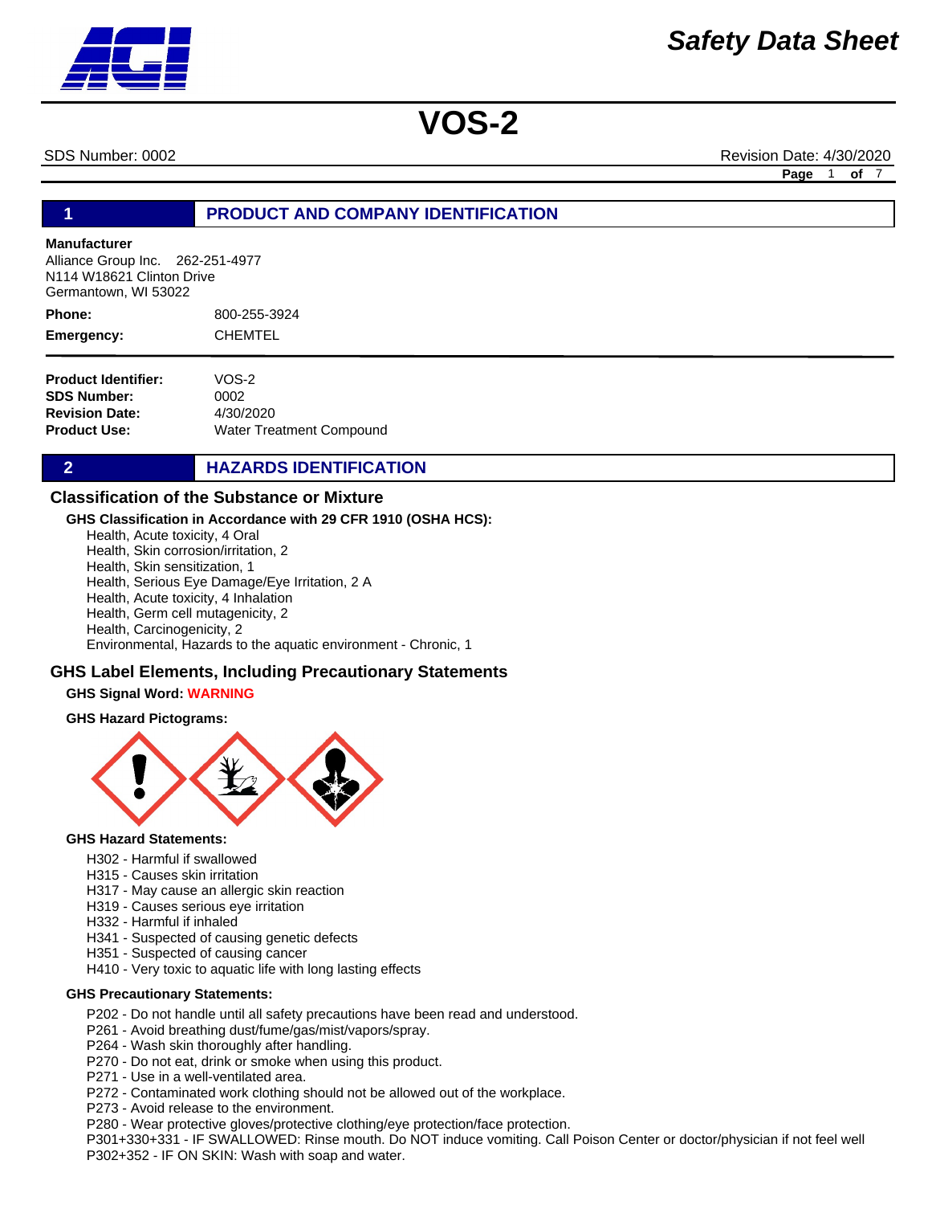# Safety Data Sheet

# VOS-2

SDS Number: 0002 Revision Date: 4/30/2020

## 1 PRODUCT AND COMPANY IDENTIFICATION

**Manufacturer**
Alliance Group Inc. 262-251-4977
N114 W18621 Clinton Drive
Germantown, WI 53022

**Phone:** 800-255-3924
**Emergency:** CHEMTEL

**Product Identifier:** VOS-2
**SDS Number:** 0002
**Revision Date:** 4/30/2020
**Product Use:** Water Treatment Compound

## 2 HAZARDS IDENTIFICATION

### Classification of the Substance or Mixture

**GHS Classification in Accordance with 29 CFR 1910 (OSHA HCS):**

Health, Acute toxicity, 4 Oral
Health, Skin corrosion/irritation, 2
Health, Skin sensitization, 1
Health, Serious Eye Damage/Eye Irritation, 2 A
Health, Acute toxicity, 4 Inhalation
Health, Germ cell mutagenicity, 2
Health, Carcinogenicity, 2
Environmental, Hazards to the aquatic environment - Chronic, 1

### GHS Label Elements, Including Precautionary Statements

**GHS Signal Word:** **WARNING**

**GHS Hazard Pictograms:**

**GHS Hazard Statements:**

H302 - Harmful if swallowed
H315 - Causes skin irritation
H317 - May cause an allergic skin reaction
H319 - Causes serious eye irritation
H332 - Harmful if inhaled
H341 - Suspected of causing genetic defects
H351 - Suspected of causing cancer
H410 - Very toxic to aquatic life with long lasting effects

**GHS Precautionary Statements:**

P202 - Do not handle until all safety precautions have been read and understood.
P261 - Avoid breathing dust/fume/gas/mist/vapors/spray.
P264 - Wash skin thoroughly after handling.
P270 - Do not eat, drink or smoke when using this product.
P271 - Use in a well-ventilated area.
P272 - Contaminated work clothing should not be allowed out of the workplace.
P273 - Avoid release to the environment.
P280 - Wear protective gloves/protective clothing/eye protection/face protection.
P301+330+331 - IF SWALLOWED: Rinse mouth. Do NOT induce vomiting. Call Poison Center or doctor/physician if not feel well
P302+352 - IF ON SKIN: Wash with soap and water.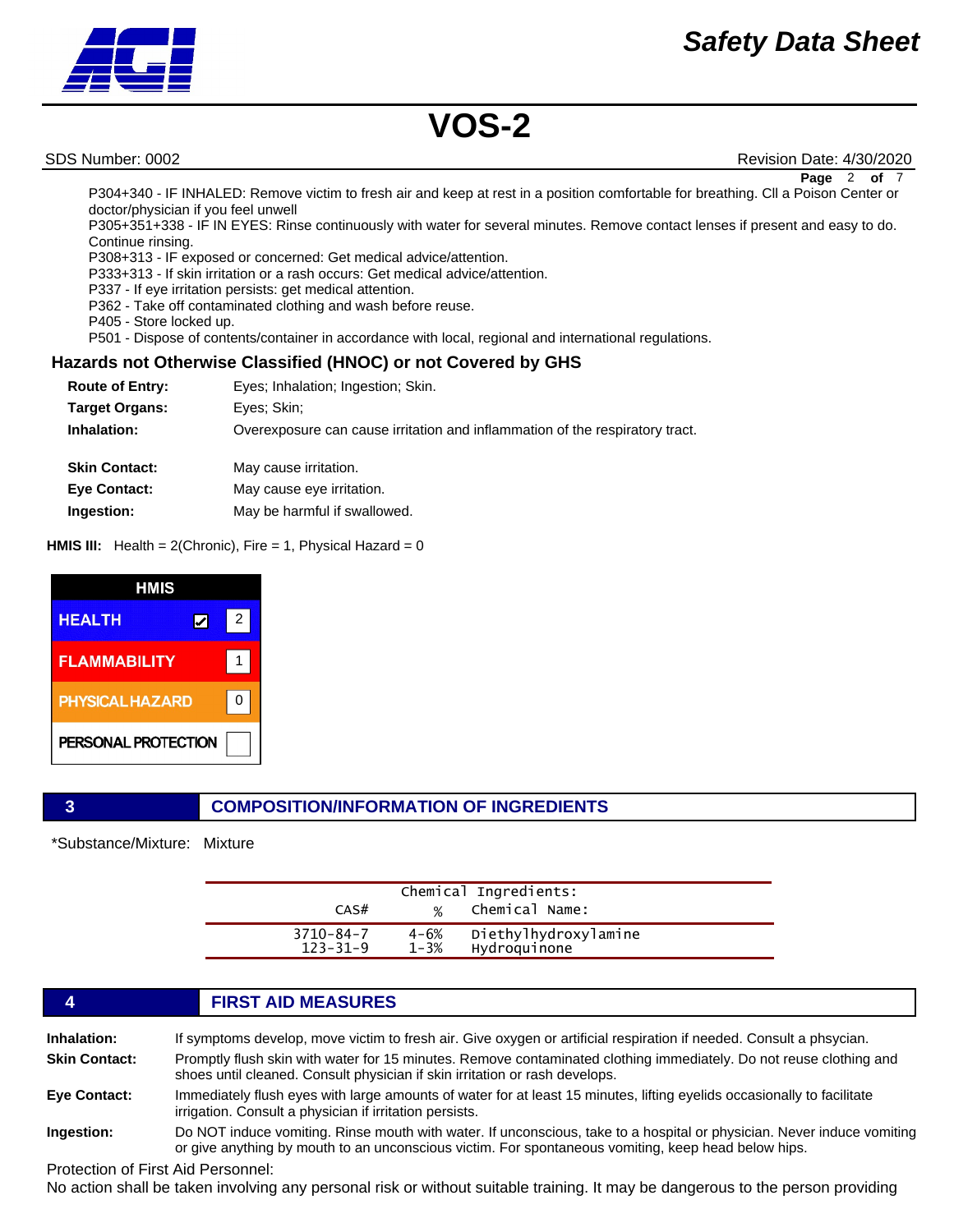P304+340 - IF INHALED: Remove victim to fresh air and keep at rest in a position comfortable for breathing. Cll a Poison Center or doctor/physician if you feel unwell

P305+351+338 - IF IN EYES: Rinse continuously with water for several minutes. Remove contact lenses if present and easy to do. Continue rinsing.

P308+313 - IF exposed or concerned: Get medical advice/attention.

P333+313 - If skin irritation or a rash occurs: Get medical advice/attention.

P337 - If eye irritation persists: get medical attention.

P362 - Take off contaminated clothing and wash before reuse.

P405 - Store locked up.

P501 - Dispose of contents/container in accordance with local, regional and international regulations.

### Hazards not Otherwise Classified (HNOC) or not Covered by GHS

**Route of Entry:** Eyes; Inhalation; Ingestion; Skin.

**Target Organs:** Eyes; Skin;

**Inhalation:** Overexposure can cause irritation and inflammation of the respiratory tract.

**Skin Contact:** May cause irritation.

**Eye Contact:** May cause eye irritation.

**Ingestion:** May be harmful if swallowed.

**HMIS III:** Health = 2(Chronic), Fire = 1, Physical Hazard = 0

| HMIS | |
|---|---|
| HEALTH ☑ | 2 |
| FLAMMABILITY | 1 |
| PHYSICAL HAZARD | 0 |
| PERSONAL PROTECTION | |

## 3 COMPOSITION/INFORMATION OF INGREDIENTS

*Substance/Mixture: Mixture

| CAS# | % | Chemical Ingredients: Chemical Name: |
|---|---|---|
| 3710-84-7 | 4-6% | Diethylhydroxylamine |
| 123-31-9 | 1-3% | Hydroquinone |

## 4 FIRST AID MEASURES

**Inhalation:** If symptoms develop, move victim to fresh air. Give oxygen or artificial respiration if needed. Consult a phsycian.

**Skin Contact:** Promptly flush skin with water for 15 minutes. Remove contaminated clothing immediately. Do not reuse clothing and shoes until cleaned. Consult physician if skin irritation or rash develops.

**Eye Contact:** Immediately flush eyes with large amounts of water for at least 15 minutes, lifting eyelids occasionally to facilitate irrigation. Consult a physician if irritation persists.

**Ingestion:** Do NOT induce vomiting. Rinse mouth with water. If unconscious, take to a hospital or physician. Never induce vomiting or give anything by mouth to an unconscious victim. For spontaneous vomiting, keep head below hips.

Protection of First Aid Personnel:

No action shall be taken involving any personal risk or without suitable training. It may be dangerous to the person providing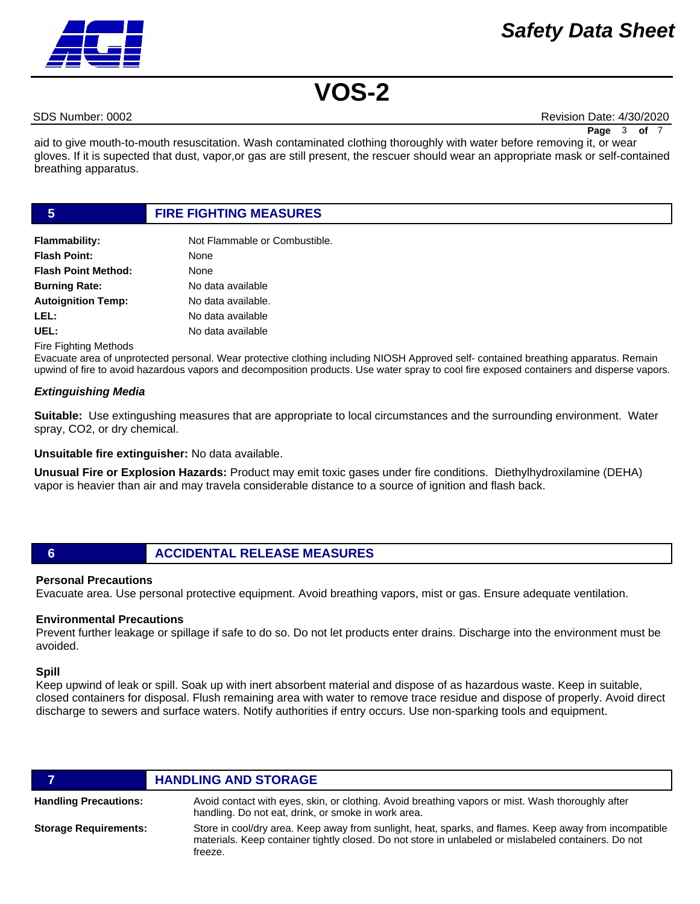aid to give mouth-to-mouth resuscitation. Wash contaminated clothing thoroughly with water before removing it, or wear gloves. If it is supected that dust, vapor,or gas are still present, the rescuer should wear an appropriate mask or self-contained breathing apparatus.

## 5 FIRE FIGHTING MEASURES

| | |
|---|---|
| **Flammability:** | Not Flammable or Combustible. |
| **Flash Point:** | None |
| **Flash Point Method:** | None |
| **Burning Rate:** | No data available |
| **Autoignition Temp:** | No data available. |
| **LEL:** | No data available |
| **UEL:** | No data available |

Fire Fighting Methods

Evacuate area of unprotected personal. Wear protective clothing including NIOSH Approved self- contained breathing apparatus. Remain upwind of fire to avoid hazardous vapors and decomposition products. Use water spray to cool fire exposed containers and disperse vapors.

***Extinguishing Media***

**Suitable:** Use extingushing measures that are appropriate to local circumstances and the surrounding environment. Water spray, CO2, or dry chemical.

**Unsuitable fire extinguisher:** No data available.

**Unusual Fire or Explosion Hazards:** Product may emit toxic gases under fire conditions. Diethylhydroxilamine (DEHA) vapor is heavier than air and may travela considerable distance to a source of ignition and flash back.

## 6 ACCIDENTAL RELEASE MEASURES

**Personal Precautions**

Evacuate area. Use personal protective equipment. Avoid breathing vapors, mist or gas. Ensure adequate ventilation.

**Environmental Precautions**

Prevent further leakage or spillage if safe to do so. Do not let products enter drains. Discharge into the environment must be avoided.

**Spill**

Keep upwind of leak or spill. Soak up with inert absorbent material and dispose of as hazardous waste. Keep in suitable, closed containers for disposal. Flush remaining area with water to remove trace residue and dispose of properly. Avoid direct discharge to sewers and surface waters. Notify authorities if entry occurs. Use non-sparking tools and equipment.

## 7 HANDLING AND STORAGE

| | |
|---|---|
| **Handling Precautions:** | Avoid contact with eyes, skin, or clothing. Avoid breathing vapors or mist. Wash thoroughly after handling. Do not eat, drink, or smoke in work area. |
| **Storage Requirements:** | Store in cool/dry area. Keep away from sunlight, heat, sparks, and flames. Keep away from incompatible materials. Keep container tightly closed. Do not store in unlabeled or mislabeled containers. Do not freeze. |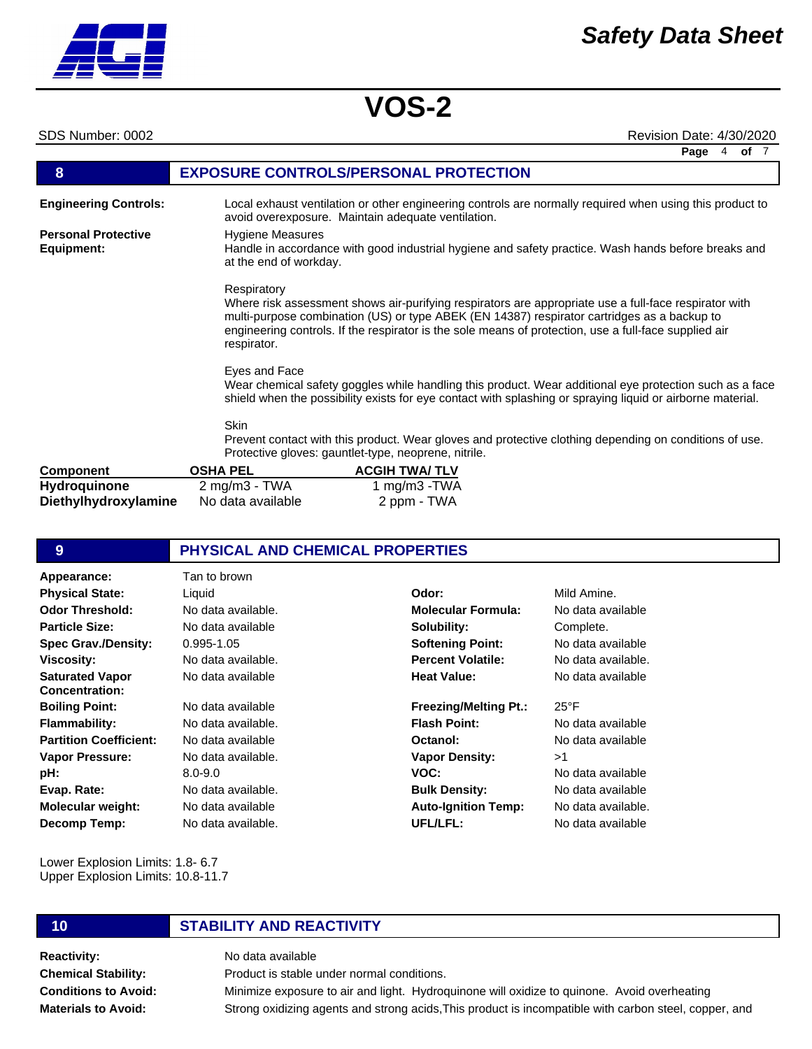## 8 EXPOSURE CONTROLS/PERSONAL PROTECTION

**Engineering Controls:** Local exhaust ventilation or other engineering controls are normally required when using this product to avoid overexposure. Maintain adequate ventilation.

**Personal Protective Equipment:**

Hygiene Measures
Handle in accordance with good industrial hygiene and safety practice. Wash hands before breaks and at the end of workday.

Respiratory
Where risk assessment shows air-purifying respirators are appropriate use a full-face respirator with multi-purpose combination (US) or type ABEK (EN 14387) respirator cartridges as a backup to engineering controls. If the respirator is the sole means of protection, use a full-face supplied air respirator.

Eyes and Face
Wear chemical safety goggles while handling this product. Wear additional eye protection such as a face shield when the possibility exists for eye contact with splashing or spraying liquid or airborne material.

Skin
Prevent contact with this product. Wear gloves and protective clothing depending on conditions of use. Protective gloves: gauntlet-type, neoprene, nitrile.

| Component | OSHA PEL | ACGIH TWA/ TLV |
|---|---|---|
| **Hydroquinone** | 2 mg/m3 - TWA | 1 mg/m3 -TWA |
| **Diethylhydroxylamine** | No data available | 2 ppm - TWA |

## 9 PHYSICAL AND CHEMICAL PROPERTIES

| | | | |
|---|---|---|---|
| **Appearance:** | Tan to brown | | |
| **Physical State:** | Liquid | **Odor:** | Mild Amine. |
| **Odor Threshold:** | No data available. | **Molecular Formula:** | No data available |
| **Particle Size:** | No data available | **Solubility:** | Complete. |
| **Spec Grav./Density:** | 0.995-1.05 | **Softening Point:** | No data available |
| **Viscosity:** | No data available. | **Percent Volatile:** | No data available. |
| **Saturated Vapor Concentration:** | No data available | **Heat Value:** | No data available |
| **Boiling Point:** | No data available | **Freezing/Melting Pt.:** | 25°F |
| **Flammability:** | No data available. | **Flash Point:** | No data available |
| **Partition Coefficient:** | No data available | **Octanol:** | No data available |
| **Vapor Pressure:** | No data available. | **Vapor Density:** | >1 |
| **pH:** | 8.0-9.0 | **VOC:** | No data available |
| **Evap. Rate:** | No data available. | **Bulk Density:** | No data available |
| **Molecular weight:** | No data available | **Auto-Ignition Temp:** | No data available. |
| **Decomp Temp:** | No data available. | **UFL/LFL:** | No data available |

Lower Explosion Limits: 1.8- 6.7
Upper Explosion Limits: 10.8-11.7

## 10 STABILITY AND REACTIVITY

**Reactivity:** No data available

**Chemical Stability:** Product is stable under normal conditions.

**Conditions to Avoid:** Minimize exposure to air and light. Hydroquinone will oxidize to quinone. Avoid overheating

**Materials to Avoid:** Strong oxidizing agents and strong acids,This product is incompatible with carbon steel, copper, and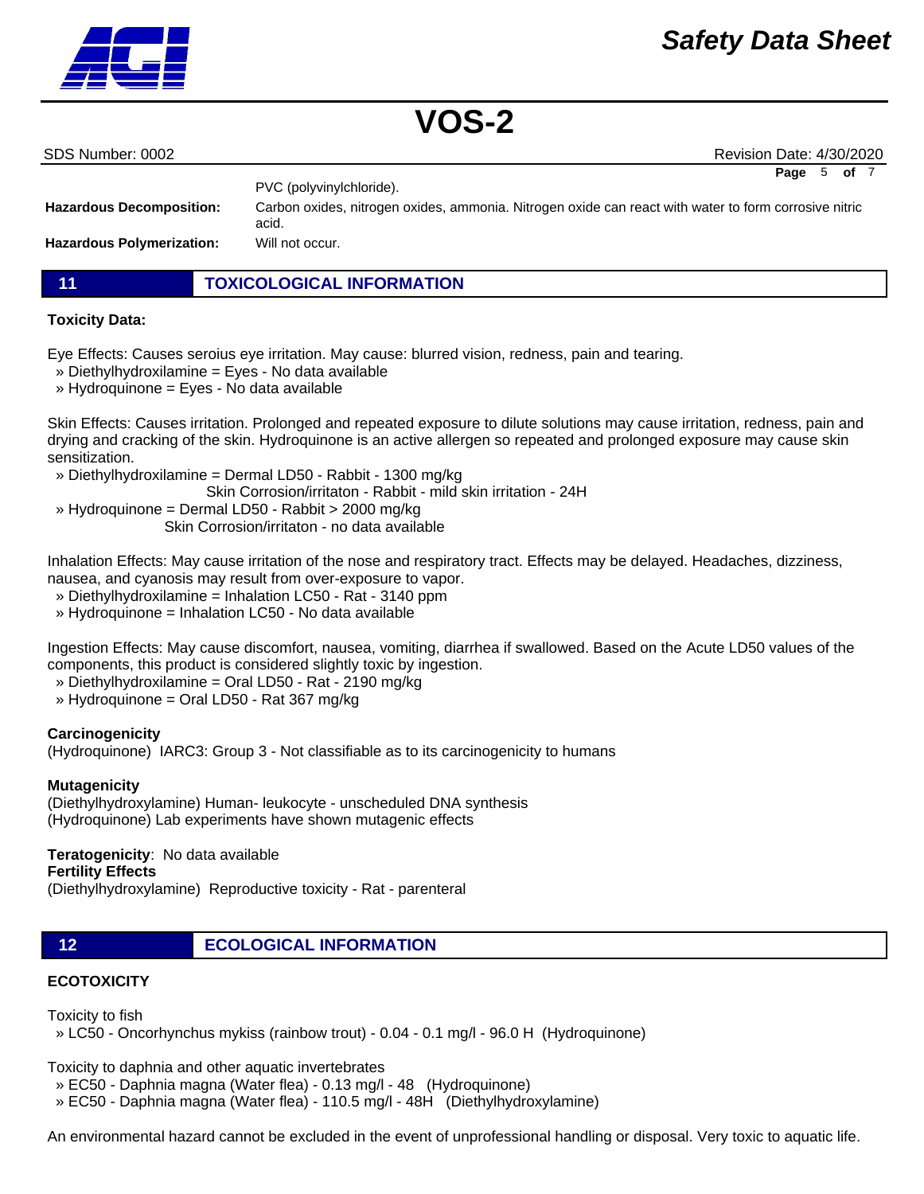PVC (polyvinylchloride).

**Hazardous Decomposition:** Carbon oxides, nitrogen oxides, ammonia. Nitrogen oxide can react with water to form corrosive nitric acid.

**Hazardous Polymerization:** Will not occur.

## 11 TOXICOLOGICAL INFORMATION

**Toxicity Data:**

Eye Effects: Causes seroius eye irritation. May cause: blurred vision, redness, pain and tearing.
- » Diethylhydroxilamine = Eyes - No data available
- » Hydroquinone = Eyes - No data available

Skin Effects: Causes irritation. Prolonged and repeated exposure to dilute solutions may cause irritation, redness, pain and drying and cracking of the skin. Hydroquinone is an active allergen so repeated and prolonged exposure may cause skin sensitization.
- » Diethylhydroxilamine = Dermal LD50 - Rabbit - 1300 mg/kg
  Skin Corrosion/irritaton - Rabbit - mild skin irritation - 24H
- » Hydroquinone = Dermal LD50 - Rabbit > 2000 mg/kg
  Skin Corrosion/irritaton - no data available

Inhalation Effects: May cause irritation of the nose and respiratory tract. Effects may be delayed. Headaches, dizziness, nausea, and cyanosis may result from over-exposure to vapor.
- » Diethylhydroxilamine = Inhalation LC50 - Rat - 3140 ppm
- » Hydroquinone = Inhalation LC50 - No data available

Ingestion Effects: May cause discomfort, nausea, vomiting, diarrhea if swallowed. Based on the Acute LD50 values of the components, this product is considered slightly toxic by ingestion.
- » Diethylhydroxilamine = Oral LD50 - Rat - 2190 mg/kg
- » Hydroquinone = Oral LD50 - Rat 367 mg/kg

**Carcinogenicity**
(Hydroquinone) IARC3: Group 3 - Not classifiable as to its carcinogenicity to humans

**Mutagenicity**
(Diethylhydroxylamine) Human- leukocyte - unscheduled DNA synthesis
(Hydroquinone) Lab experiments have shown mutagenic effects

**Teratogenicity**: No data available
**Fertility Effects**
(Diethylhydroxylamine) Reproductive toxicity - Rat - parenteral

## 12 ECOLOGICAL INFORMATION

**ECOTOXICITY**

Toxicity to fish
- » LC50 - Oncorhynchus mykiss (rainbow trout) - 0.04 - 0.1 mg/l - 96.0 H (Hydroquinone)

Toxicity to daphnia and other aquatic invertebrates
- » EC50 - Daphnia magna (Water flea) - 0.13 mg/l - 48 (Hydroquinone)
- » EC50 - Daphnia magna (Water flea) - 110.5 mg/l - 48H (Diethylhydroxylamine)

An environmental hazard cannot be excluded in the event of unprofessional handling or disposal. Very toxic to aquatic life.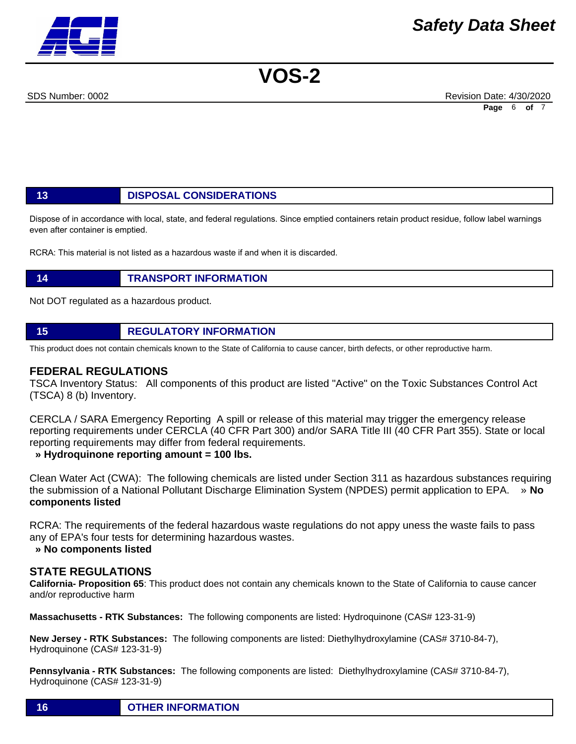## 13 DISPOSAL CONSIDERATIONS

Dispose of in accordance with local, state, and federal regulations. Since emptied containers retain product residue, follow label warnings even after container is emptied.

RCRA: This material is not listed as a hazardous waste if and when it is discarded.

## 14 TRANSPORT INFORMATION

Not DOT regulated as a hazardous product.

## 15 REGULATORY INFORMATION

This product does not contain chemicals known to the State of California to cause cancer, birth defects, or other reproductive harm.

### FEDERAL REGULATIONS

TSCA Inventory Status: All components of this product are listed "Active" on the Toxic Substances Control Act (TSCA) 8 (b) Inventory.

CERCLA / SARA Emergency Reporting A spill or release of this material may trigger the emergency release reporting requirements under CERCLA (40 CFR Part 300) and/or SARA Title III (40 CFR Part 355). State or local reporting requirements may differ from federal requirements.

**» Hydroquinone reporting amount = 100 lbs.**

Clean Water Act (CWA): The following chemicals are listed under Section 311 as hazardous substances requiring the submission of a National Pollutant Discharge Elimination System (NPDES) permit application to EPA. » **No components listed**

RCRA: The requirements of the federal hazardous waste regulations do not appy uness the waste fails to pass any of EPA's four tests for determining hazardous wastes.

**» No components listed**

### STATE REGULATIONS

**California- Proposition 65**: This product does not contain any chemicals known to the State of California to cause cancer and/or reproductive harm

**Massachusetts - RTK Substances:** The following components are listed: Hydroquinone (CAS# 123-31-9)

**New Jersey - RTK Substances:** The following components are listed: Diethylhydroxylamine (CAS# 3710-84-7), Hydroquinone (CAS# 123-31-9)

**Pennsylvania - RTK Substances:** The following components are listed: Diethylhydroxylamine (CAS# 3710-84-7), Hydroquinone (CAS# 123-31-9)

## 16 OTHER INFORMATION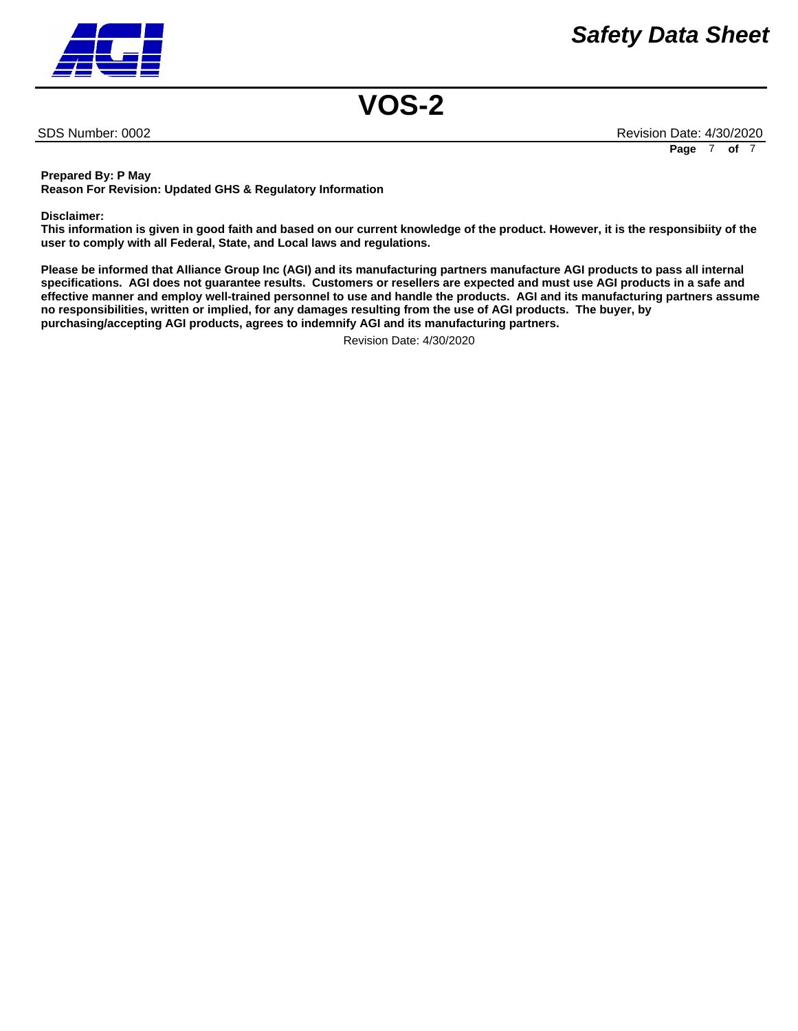**Prepared By: P May**
**Reason For Revision: Updated GHS & Regulatory Information**

**Disclaimer:**
**This information is given in good faith and based on our current knowledge of the product. However, it is the responsibiity of the user to comply with all Federal, State, and Local laws and regulations.**

**Please be informed that Alliance Group Inc (AGI) and its manufacturing partners manufacture AGI products to pass all internal specifications. AGI does not guarantee results. Customers or resellers are expected and must use AGI products in a safe and effective manner and employ well-trained personnel to use and handle the products. AGI and its manufacturing partners assume no responsibilities, written or implied, for any damages resulting from the use of AGI products. The buyer, by purchasing/accepting AGI products, agrees to indemnify AGI and its manufacturing partners.**

Revision Date: 4/30/2020